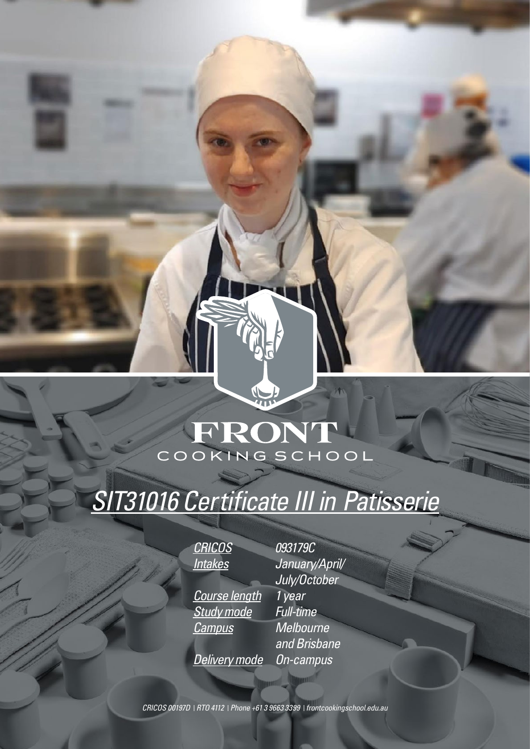FRONT
COOKING SCHOOL

# SIT31016 Certificate III in Patisserie

| | |
|---|---|
| CRICOS | 093179C |
| Intakes | January/April/July/October |
| Course length | 1 year |
| Study mode | Full-time |
| Campus | Melbourne and Brisbane |
| Delivery mode | On-campus |

CRICOS 00197D | RTO 4112 | Phone +61 3 9663 3399 | frontcookingschool.edu.au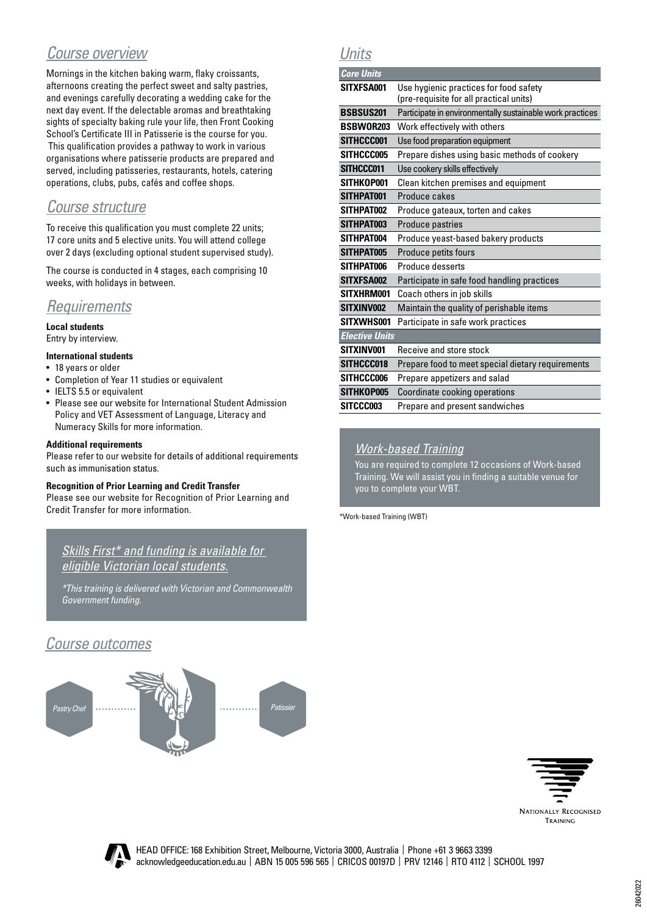## Course overview

Mornings in the kitchen baking warm, flaky croissants, afternoons creating the perfect sweet and salty pastries, and evenings carefully decorating a wedding cake for the next day event. If the delectable aromas and breathtaking sights of specialty baking rule your life, then Front Cooking School's Certificate III in Patisserie is the course for you. This qualification provides a pathway to work in various organisations where patisserie products are prepared and served, including patisseries, restaurants, hotels, catering operations, clubs, pubs, cafés and coffee shops.

## Course structure

To receive this qualification you must complete 22 units; 17 core units and 5 elective units. You will attend college over 2 days (excluding optional student supervised study).

The course is conducted in 4 stages, each comprising 10 weeks, with holidays in between.

## Requirements

**Local students**
Entry by interview.

**International students**

- 18 years or older
- Completion of Year 11 studies or equivalent
- IELTS 5.5 or equivalent
- Please see our website for International Student Admission Policy and VET Assessment of Language, Literacy and Numeracy Skills for more information.

**Additional requirements**
Please refer to our website for details of additional requirements such as immunisation status.

**Recognition of Prior Learning and Credit Transfer**
Please see our website for Recognition of Prior Learning and Credit Transfer for more information.

*Skills First* and funding is available for eligible Victorian local students.*

**This training is delivered with Victorian and Commonwealth Government funding.*

## Course outcomes

Pastry Chef

Patissier

## Units

| | |
|---|---|
| ***Core Units*** | |
| **SITXFSA001** | Use hygienic practices for food safety (pre-requisite for all practical units) |
| **BSBSUS201** | Participate in environmentally sustainable work practices |
| **BSBWOR203** | Work effectively with others |
| **SITHCCC001** | Use food preparation equipment |
| **SITHCCC005** | Prepare dishes using basic methods of cookery |
| **SITHCCC011** | Use cookery skills effectively |
| **SITHKOP001** | Clean kitchen premises and equipment |
| **SITHPAT001** | Produce cakes |
| **SITHPAT002** | Produce gateaux, torten and cakes |
| **SITHPAT003** | Produce pastries |
| **SITHPAT004** | Produce yeast-based bakery products |
| **SITHPAT005** | Produce petits fours |
| **SITHPAT006** | Produce desserts |
| **SITXFSA002** | Participate in safe food handling practices |
| **SITXHRM001** | Coach others in job skills |
| **SITXINV002** | Maintain the quality of perishable items |
| **SITXWHS001** | Participate in safe work practices |
| ***Elective Units*** | |
| **SITXINV001** | Receive and store stock |
| **SITHCCC018** | Prepare food to meet special dietary requirements |
| **SITHCCC006** | Prepare appetizers and salad |
| **SITHKOP005** | Coordinate cooking operations |
| **SITCCC003** | Prepare and present sandwiches |

### *Work-based Training*

You are required to complete 12 occasions of Work-based Training. We will assist you in finding a suitable venue for you to complete your WBT.

*Work-based Training (WBT)

NATIONALLY RECOGNISED TRAINING

HEAD OFFICE: 168 Exhibition Street, Melbourne, Victoria 3000, Australia | Phone +61 3 9663 3399
acknowledgeeducation.edu.au | ABN 15 005 596 565 | CRICOS 00197D | PRV 12146 | RTO 4112 | SCHOOL 1997

26042022